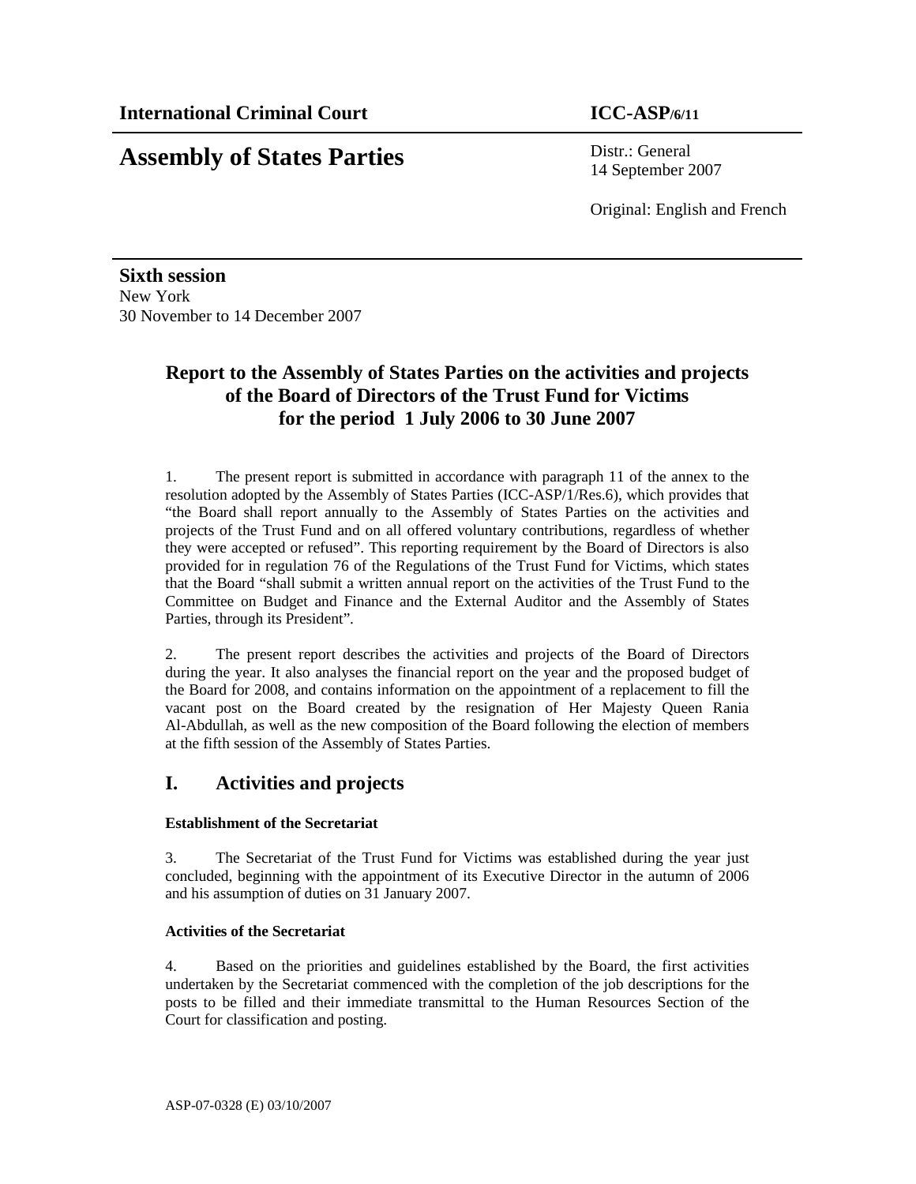**International Criminal Court** **ICC-ASP/6/11**

# Assembly of States Parties

Distr.: General
14 September 2007

Original: English and French

**Sixth session**
New York
30 November to 14 December 2007

## Report to the Assembly of States Parties on the activities and projects of the Board of Directors of the Trust Fund for Victims for the period 1 July 2006 to 30 June 2007

1. The present report is submitted in accordance with paragraph 11 of the annex to the resolution adopted by the Assembly of States Parties (ICC-ASP/1/Res.6), which provides that "the Board shall report annually to the Assembly of States Parties on the activities and projects of the Trust Fund and on all offered voluntary contributions, regardless of whether they were accepted or refused". This reporting requirement by the Board of Directors is also provided for in regulation 76 of the Regulations of the Trust Fund for Victims, which states that the Board "shall submit a written annual report on the activities of the Trust Fund to the Committee on Budget and Finance and the External Auditor and the Assembly of States Parties, through its President".

2. The present report describes the activities and projects of the Board of Directors during the year. It also analyses the financial report on the year and the proposed budget of the Board for 2008, and contains information on the appointment of a replacement to fill the vacant post on the Board created by the resignation of Her Majesty Queen Rania Al-Abdullah, as well as the new composition of the Board following the election of members at the fifth session of the Assembly of States Parties.

## I. Activities and projects

**Establishment of the Secretariat**

3. The Secretariat of the Trust Fund for Victims was established during the year just concluded, beginning with the appointment of its Executive Director in the autumn of 2006 and his assumption of duties on 31 January 2007.

**Activities of the Secretariat**

4. Based on the priorities and guidelines established by the Board, the first activities undertaken by the Secretariat commenced with the completion of the job descriptions for the posts to be filled and their immediate transmittal to the Human Resources Section of the Court for classification and posting.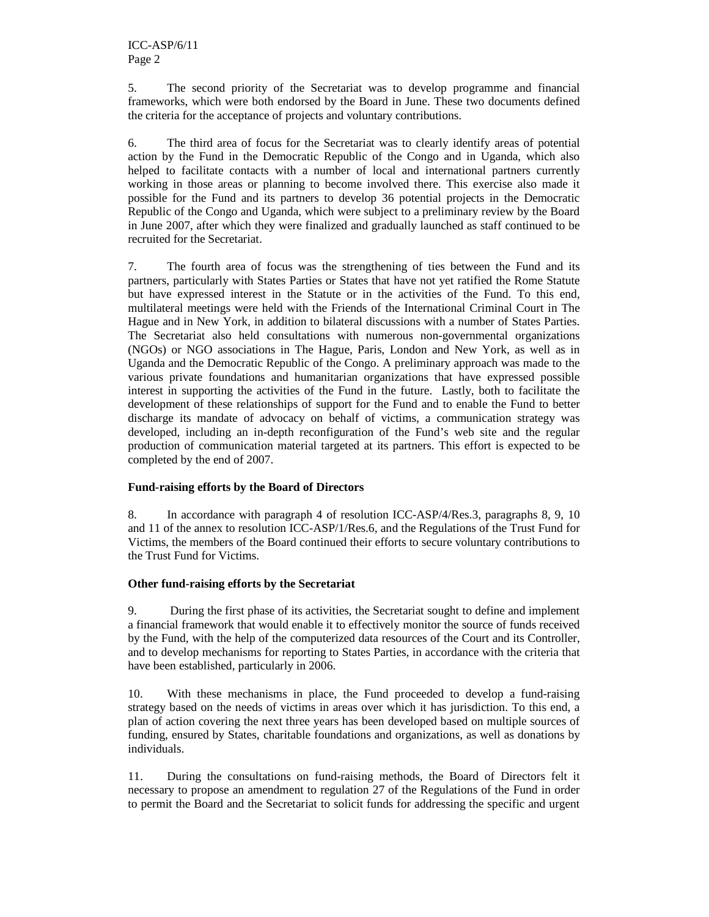5. The second priority of the Secretariat was to develop programme and financial frameworks, which were both endorsed by the Board in June. These two documents defined the criteria for the acceptance of projects and voluntary contributions.

6. The third area of focus for the Secretariat was to clearly identify areas of potential action by the Fund in the Democratic Republic of the Congo and in Uganda, which also helped to facilitate contacts with a number of local and international partners currently working in those areas or planning to become involved there. This exercise also made it possible for the Fund and its partners to develop 36 potential projects in the Democratic Republic of the Congo and Uganda, which were subject to a preliminary review by the Board in June 2007, after which they were finalized and gradually launched as staff continued to be recruited for the Secretariat.

7. The fourth area of focus was the strengthening of ties between the Fund and its partners, particularly with States Parties or States that have not yet ratified the Rome Statute but have expressed interest in the Statute or in the activities of the Fund. To this end, multilateral meetings were held with the Friends of the International Criminal Court in The Hague and in New York, in addition to bilateral discussions with a number of States Parties. The Secretariat also held consultations with numerous non-governmental organizations (NGOs) or NGO associations in The Hague, Paris, London and New York, as well as in Uganda and the Democratic Republic of the Congo. A preliminary approach was made to the various private foundations and humanitarian organizations that have expressed possible interest in supporting the activities of the Fund in the future. Lastly, both to facilitate the development of these relationships of support for the Fund and to enable the Fund to better discharge its mandate of advocacy on behalf of victims, a communication strategy was developed, including an in-depth reconfiguration of the Fund's web site and the regular production of communication material targeted at its partners. This effort is expected to be completed by the end of 2007.

**Fund-raising efforts by the Board of Directors**

8. In accordance with paragraph 4 of resolution ICC-ASP/4/Res.3, paragraphs 8, 9, 10 and 11 of the annex to resolution ICC-ASP/1/Res.6, and the Regulations of the Trust Fund for Victims, the members of the Board continued their efforts to secure voluntary contributions to the Trust Fund for Victims.

**Other fund-raising efforts by the Secretariat**

9. During the first phase of its activities, the Secretariat sought to define and implement a financial framework that would enable it to effectively monitor the source of funds received by the Fund, with the help of the computerized data resources of the Court and its Controller, and to develop mechanisms for reporting to States Parties, in accordance with the criteria that have been established, particularly in 2006.

10. With these mechanisms in place, the Fund proceeded to develop a fund-raising strategy based on the needs of victims in areas over which it has jurisdiction. To this end, a plan of action covering the next three years has been developed based on multiple sources of funding, ensured by States, charitable foundations and organizations, as well as donations by individuals.

11. During the consultations on fund-raising methods, the Board of Directors felt it necessary to propose an amendment to regulation 27 of the Regulations of the Fund in order to permit the Board and the Secretariat to solicit funds for addressing the specific and urgent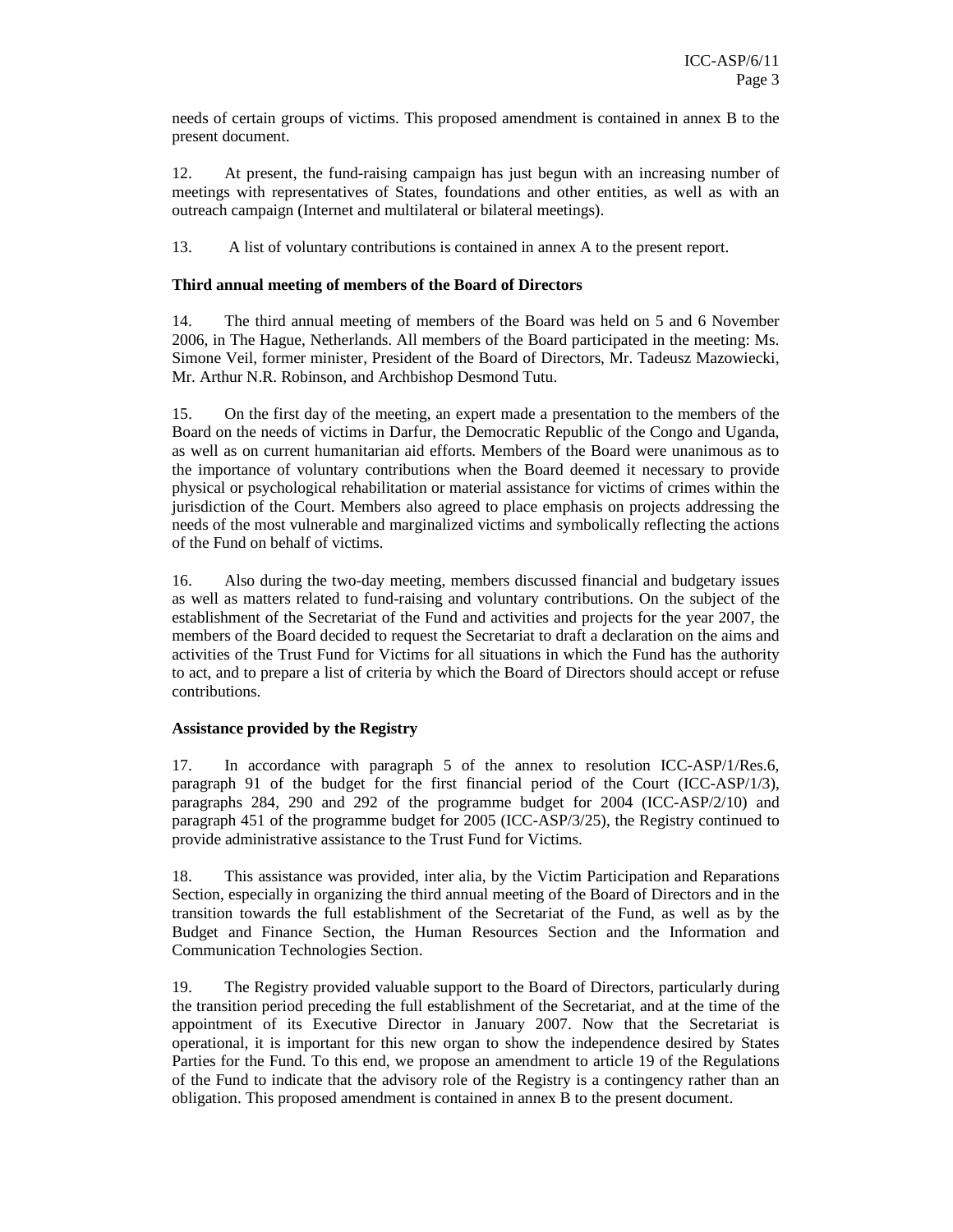needs of certain groups of victims. This proposed amendment is contained in annex B to the present document.

12. At present, the fund-raising campaign has just begun with an increasing number of meetings with representatives of States, foundations and other entities, as well as with an outreach campaign (Internet and multilateral or bilateral meetings).

13. A list of voluntary contributions is contained in annex A to the present report.

**Third annual meeting of members of the Board of Directors**

14. The third annual meeting of members of the Board was held on 5 and 6 November 2006, in The Hague, Netherlands. All members of the Board participated in the meeting: Ms. Simone Veil, former minister, President of the Board of Directors, Mr. Tadeusz Mazowiecki, Mr. Arthur N.R. Robinson, and Archbishop Desmond Tutu.

15. On the first day of the meeting, an expert made a presentation to the members of the Board on the needs of victims in Darfur, the Democratic Republic of the Congo and Uganda, as well as on current humanitarian aid efforts. Members of the Board were unanimous as to the importance of voluntary contributions when the Board deemed it necessary to provide physical or psychological rehabilitation or material assistance for victims of crimes within the jurisdiction of the Court. Members also agreed to place emphasis on projects addressing the needs of the most vulnerable and marginalized victims and symbolically reflecting the actions of the Fund on behalf of victims.

16. Also during the two-day meeting, members discussed financial and budgetary issues as well as matters related to fund-raising and voluntary contributions. On the subject of the establishment of the Secretariat of the Fund and activities and projects for the year 2007, the members of the Board decided to request the Secretariat to draft a declaration on the aims and activities of the Trust Fund for Victims for all situations in which the Fund has the authority to act, and to prepare a list of criteria by which the Board of Directors should accept or refuse contributions.

**Assistance provided by the Registry**

17. In accordance with paragraph 5 of the annex to resolution ICC-ASP/1/Res.6, paragraph 91 of the budget for the first financial period of the Court (ICC-ASP/1/3), paragraphs 284, 290 and 292 of the programme budget for 2004 (ICC-ASP/2/10) and paragraph 451 of the programme budget for 2005 (ICC-ASP/3/25), the Registry continued to provide administrative assistance to the Trust Fund for Victims.

18. This assistance was provided, inter alia, by the Victim Participation and Reparations Section, especially in organizing the third annual meeting of the Board of Directors and in the transition towards the full establishment of the Secretariat of the Fund, as well as by the Budget and Finance Section, the Human Resources Section and the Information and Communication Technologies Section.

19. The Registry provided valuable support to the Board of Directors, particularly during the transition period preceding the full establishment of the Secretariat, and at the time of the appointment of its Executive Director in January 2007. Now that the Secretariat is operational, it is important for this new organ to show the independence desired by States Parties for the Fund. To this end, we propose an amendment to article 19 of the Regulations of the Fund to indicate that the advisory role of the Registry is a contingency rather than an obligation. This proposed amendment is contained in annex B to the present document.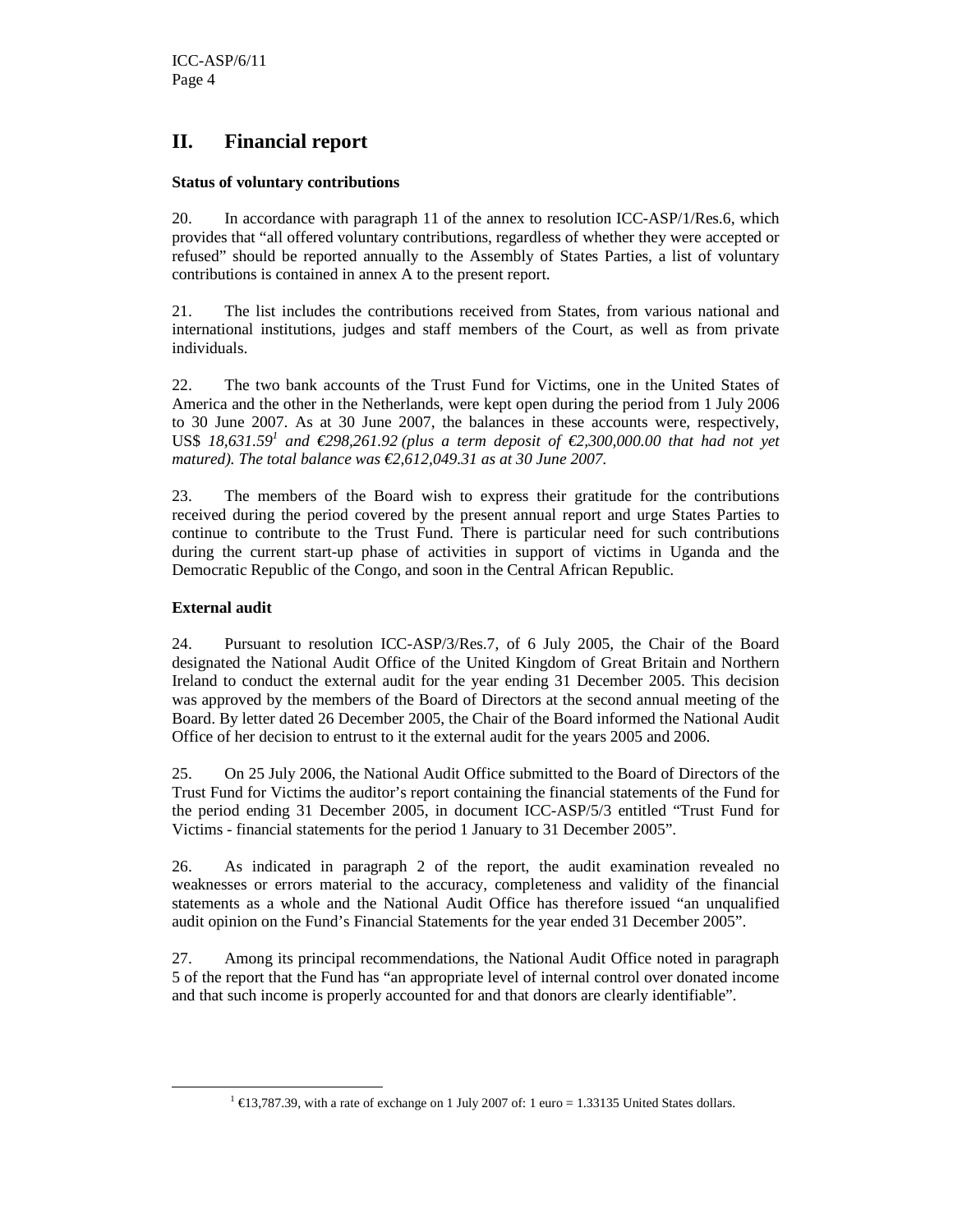# II. Financial report

**Status of voluntary contributions**

20. In accordance with paragraph 11 of the annex to resolution ICC-ASP/1/Res.6, which provides that "all offered voluntary contributions, regardless of whether they were accepted or refused" should be reported annually to the Assembly of States Parties, a list of voluntary contributions is contained in annex A to the present report.

21. The list includes the contributions received from States, from various national and international institutions, judges and staff members of the Court, as well as from private individuals.

22. The two bank accounts of the Trust Fund for Victims, one in the United States of America and the other in the Netherlands, were kept open during the period from 1 July 2006 to 30 June 2007. As at 30 June 2007, the balances in these accounts were, respectively, US$ *18,631.59*[1] *and €298,261.92 (plus a term deposit of €2,300,000.00 that had not yet matured). The total balance was €2,612,049.31 as at 30 June 2007.*

23. The members of the Board wish to express their gratitude for the contributions received during the period covered by the present annual report and urge States Parties to continue to contribute to the Trust Fund. There is particular need for such contributions during the current start-up phase of activities in support of victims in Uganda and the Democratic Republic of the Congo, and soon in the Central African Republic.

**External audit**

24. Pursuant to resolution ICC-ASP/3/Res.7, of 6 July 2005, the Chair of the Board designated the National Audit Office of the United Kingdom of Great Britain and Northern Ireland to conduct the external audit for the year ending 31 December 2005. This decision was approved by the members of the Board of Directors at the second annual meeting of the Board. By letter dated 26 December 2005, the Chair of the Board informed the National Audit Office of her decision to entrust to it the external audit for the years 2005 and 2006.

25. On 25 July 2006, the National Audit Office submitted to the Board of Directors of the Trust Fund for Victims the auditor's report containing the financial statements of the Fund for the period ending 31 December 2005, in document ICC-ASP/5/3 entitled "Trust Fund for Victims - financial statements for the period 1 January to 31 December 2005".

26. As indicated in paragraph 2 of the report, the audit examination revealed no weaknesses or errors material to the accuracy, completeness and validity of the financial statements as a whole and the National Audit Office has therefore issued "an unqualified audit opinion on the Fund's Financial Statements for the year ended 31 December 2005".

27. Among its principal recommendations, the National Audit Office noted in paragraph 5 of the report that the Fund has "an appropriate level of internal control over donated income and that such income is properly accounted for and that donors are clearly identifiable".

[1] €13,787.39, with a rate of exchange on 1 July 2007 of: 1 euro = 1.33135 United States dollars.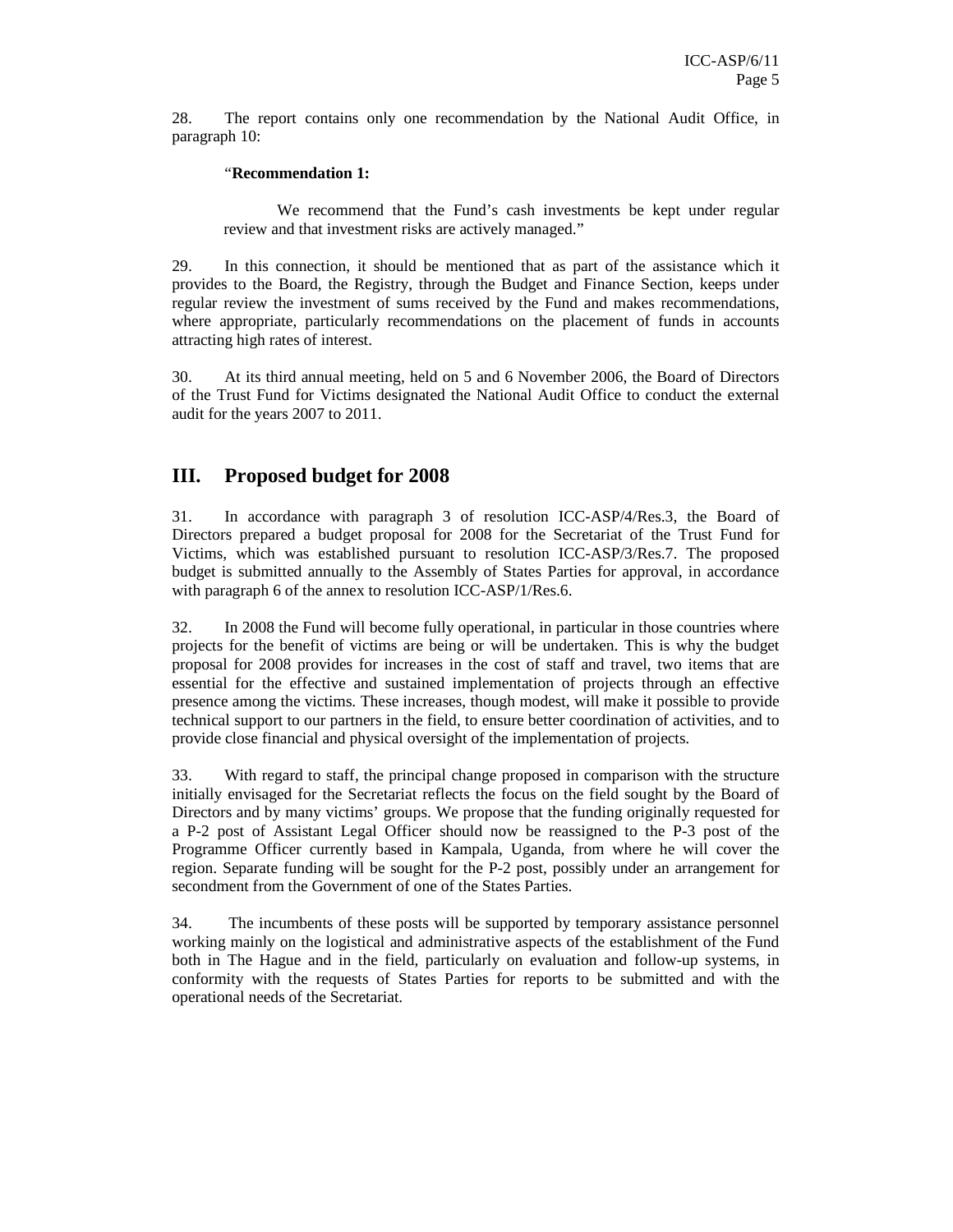28. The report contains only one recommendation by the National Audit Office, in paragraph 10:

> "**Recommendation 1:**
>
> We recommend that the Fund's cash investments be kept under regular review and that investment risks are actively managed."

29. In this connection, it should be mentioned that as part of the assistance which it provides to the Board, the Registry, through the Budget and Finance Section, keeps under regular review the investment of sums received by the Fund and makes recommendations, where appropriate, particularly recommendations on the placement of funds in accounts attracting high rates of interest.

30. At its third annual meeting, held on 5 and 6 November 2006, the Board of Directors of the Trust Fund for Victims designated the National Audit Office to conduct the external audit for the years 2007 to 2011.

## III. Proposed budget for 2008

31. In accordance with paragraph 3 of resolution ICC-ASP/4/Res.3, the Board of Directors prepared a budget proposal for 2008 for the Secretariat of the Trust Fund for Victims, which was established pursuant to resolution ICC-ASP/3/Res.7. The proposed budget is submitted annually to the Assembly of States Parties for approval, in accordance with paragraph 6 of the annex to resolution ICC-ASP/1/Res.6.

32. In 2008 the Fund will become fully operational, in particular in those countries where projects for the benefit of victims are being or will be undertaken. This is why the budget proposal for 2008 provides for increases in the cost of staff and travel, two items that are essential for the effective and sustained implementation of projects through an effective presence among the victims. These increases, though modest, will make it possible to provide technical support to our partners in the field, to ensure better coordination of activities, and to provide close financial and physical oversight of the implementation of projects.

33. With regard to staff, the principal change proposed in comparison with the structure initially envisaged for the Secretariat reflects the focus on the field sought by the Board of Directors and by many victims' groups. We propose that the funding originally requested for a P-2 post of Assistant Legal Officer should now be reassigned to the P-3 post of the Programme Officer currently based in Kampala, Uganda, from where he will cover the region. Separate funding will be sought for the P-2 post, possibly under an arrangement for secondment from the Government of one of the States Parties.

34. The incumbents of these posts will be supported by temporary assistance personnel working mainly on the logistical and administrative aspects of the establishment of the Fund both in The Hague and in the field, particularly on evaluation and follow-up systems, in conformity with the requests of States Parties for reports to be submitted and with the operational needs of the Secretariat.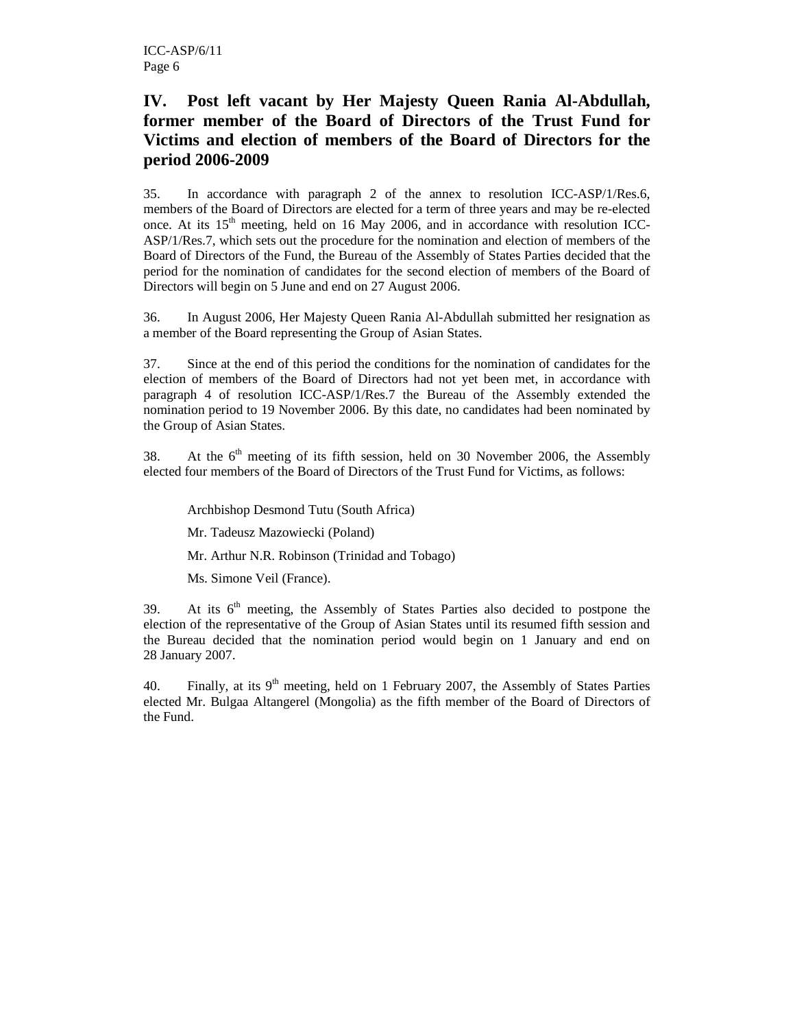## IV. Post left vacant by Her Majesty Queen Rania Al-Abdullah, former member of the Board of Directors of the Trust Fund for Victims and election of members of the Board of Directors for the period 2006-2009

35. In accordance with paragraph 2 of the annex to resolution ICC-ASP/1/Res.6, members of the Board of Directors are elected for a term of three years and may be re-elected once. At its 15th meeting, held on 16 May 2006, and in accordance with resolution ICC-ASP/1/Res.7, which sets out the procedure for the nomination and election of members of the Board of Directors of the Fund, the Bureau of the Assembly of States Parties decided that the period for the nomination of candidates for the second election of members of the Board of Directors will begin on 5 June and end on 27 August 2006.

36. In August 2006, Her Majesty Queen Rania Al-Abdullah submitted her resignation as a member of the Board representing the Group of Asian States.

37. Since at the end of this period the conditions for the nomination of candidates for the election of members of the Board of Directors had not yet been met, in accordance with paragraph 4 of resolution ICC-ASP/1/Res.7 the Bureau of the Assembly extended the nomination period to 19 November 2006. By this date, no candidates had been nominated by the Group of Asian States.

38. At the 6th meeting of its fifth session, held on 30 November 2006, the Assembly elected four members of the Board of Directors of the Trust Fund for Victims, as follows:

Archbishop Desmond Tutu (South Africa)

Mr. Tadeusz Mazowiecki (Poland)

Mr. Arthur N.R. Robinson (Trinidad and Tobago)

Ms. Simone Veil (France).

39. At its 6th meeting, the Assembly of States Parties also decided to postpone the election of the representative of the Group of Asian States until its resumed fifth session and the Bureau decided that the nomination period would begin on 1 January and end on 28 January 2007.

40. Finally, at its 9th meeting, held on 1 February 2007, the Assembly of States Parties elected Mr. Bulgaa Altangerel (Mongolia) as the fifth member of the Board of Directors of the Fund.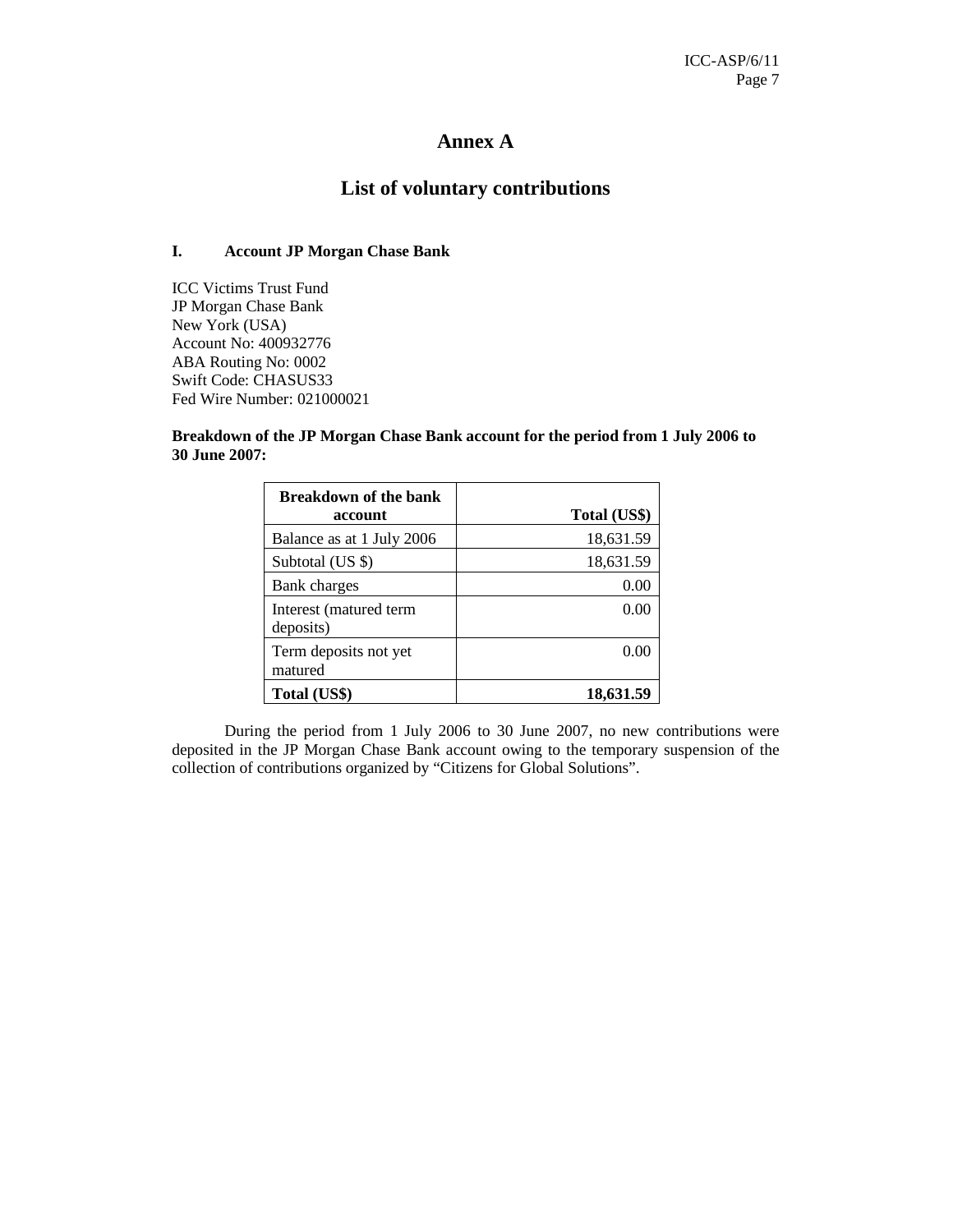# Annex A

## List of voluntary contributions

### I. Account JP Morgan Chase Bank

ICC Victims Trust Fund
JP Morgan Chase Bank
New York (USA)
Account No: 400932776
ABA Routing No: 0002
Swift Code: CHASUS33
Fed Wire Number: 021000021

**Breakdown of the JP Morgan Chase Bank account for the period from 1 July 2006 to 30 June 2007:**

| Breakdown of the bank account | Total (US$) |
|---|---:|
| Balance as at 1 July 2006 | 18,631.59 |
| Subtotal (US $) | 18,631.59 |
| Bank charges | 0.00 |
| Interest (matured term deposits) | 0.00 |
| Term deposits not yet matured | 0.00 |
| **Total (US$)** | **18,631.59** |

During the period from 1 July 2006 to 30 June 2007, no new contributions were deposited in the JP Morgan Chase Bank account owing to the temporary suspension of the collection of contributions organized by "Citizens for Global Solutions".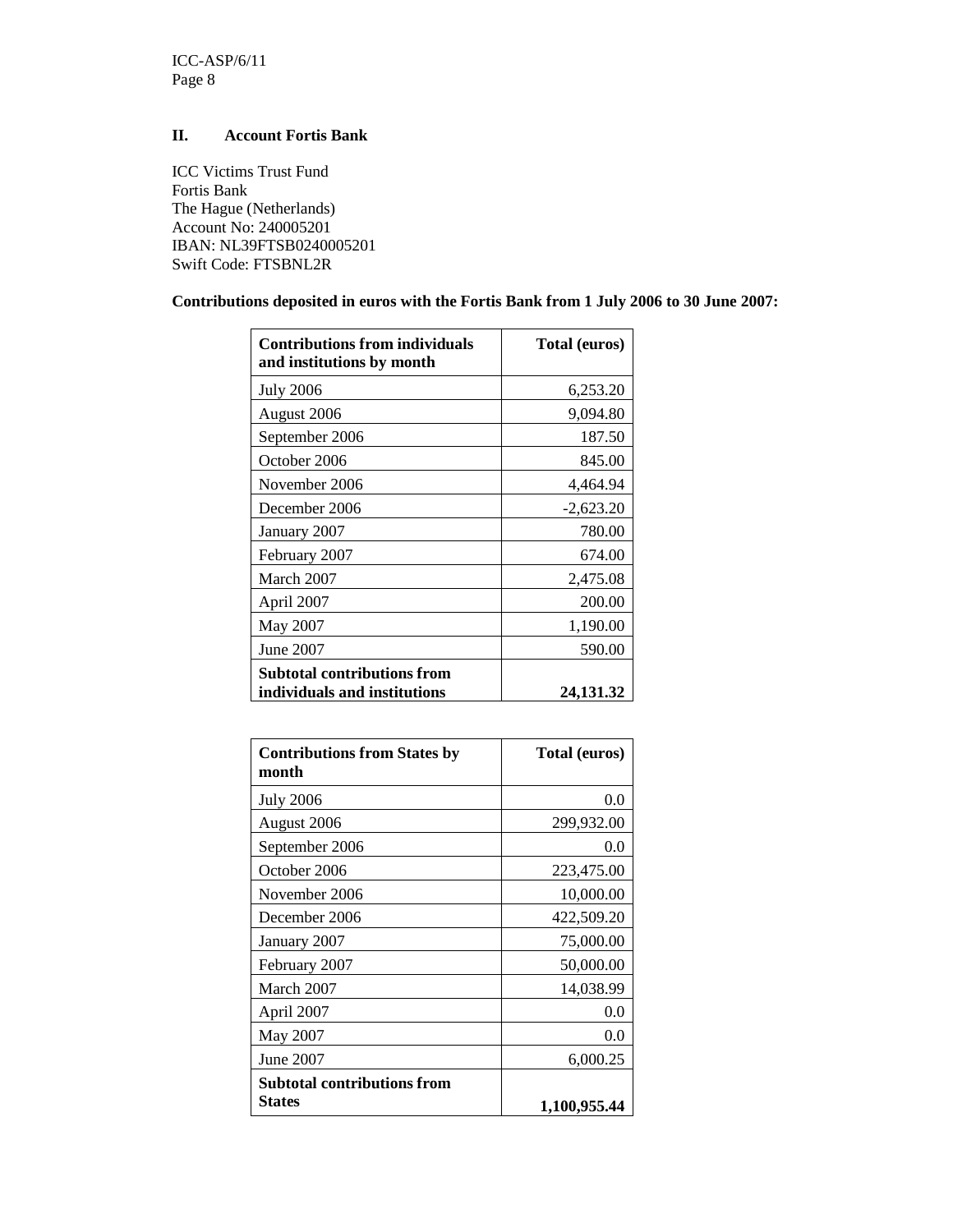## II. Account Fortis Bank

ICC Victims Trust Fund
Fortis Bank
The Hague (Netherlands)
Account No: 240005201
IBAN: NL39FTSB0240005201
Swift Code: FTSBNL2R

**Contributions deposited in euros with the Fortis Bank from 1 July 2006 to 30 June 2007:**

| **Contributions from individuals and institutions by month** | **Total (euros)** |
|---|---|
| July 2006 | 6,253.20 |
| August 2006 | 9,094.80 |
| September 2006 | 187.50 |
| October 2006 | 845.00 |
| November 2006 | 4,464.94 |
| December 2006 | -2,623.20 |
| January 2007 | 780.00 |
| February 2007 | 674.00 |
| March 2007 | 2,475.08 |
| April 2007 | 200.00 |
| May 2007 | 1,190.00 |
| June 2007 | 590.00 |
| **Subtotal contributions from individuals and institutions** | **24,131.32** |

| **Contributions from States by month** | **Total (euros)** |
|---|---|
| July 2006 | 0.0 |
| August 2006 | 299,932.00 |
| September 2006 | 0.0 |
| October 2006 | 223,475.00 |
| November 2006 | 10,000.00 |
| December 2006 | 422,509.20 |
| January 2007 | 75,000.00 |
| February 2007 | 50,000.00 |
| March 2007 | 14,038.99 |
| April 2007 | 0.0 |
| May 2007 | 0.0 |
| June 2007 | 6,000.25 |
| **Subtotal contributions from States** | **1,100,955.44** |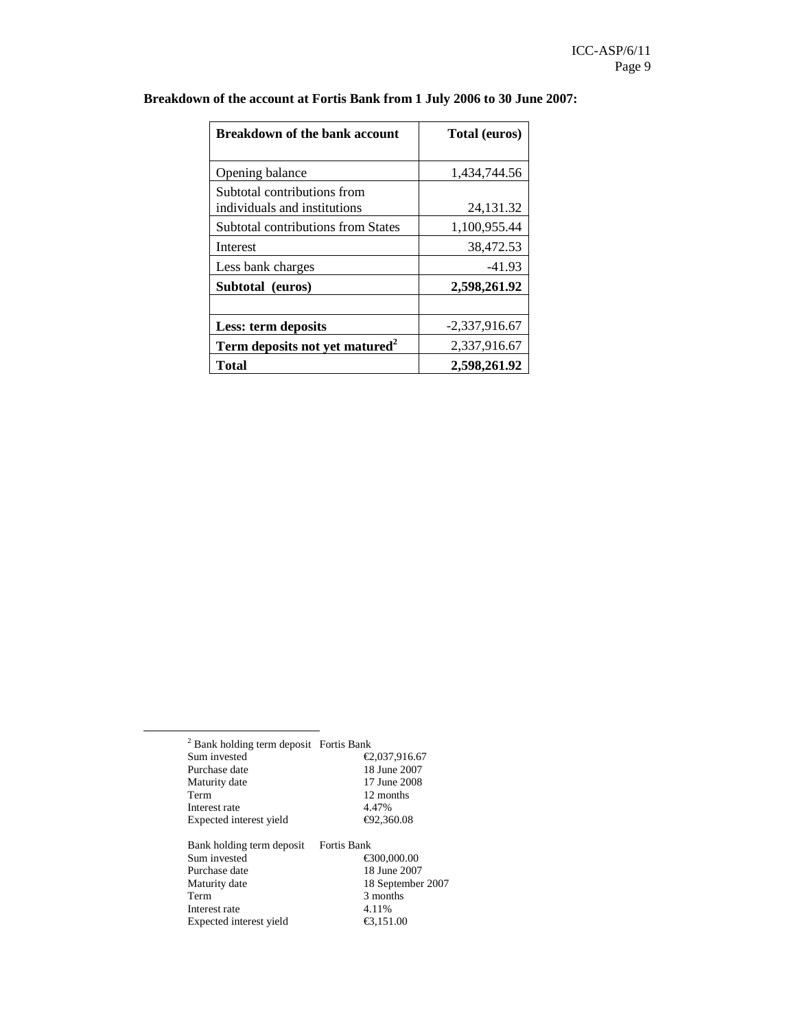**Breakdown of the account at Fortis Bank from 1 July 2006 to 30 June 2007:**

| **Breakdown of the bank account** | **Total (euros)** |
|---|---|
| Opening balance | 1,434,744.56 |
| Subtotal contributions from individuals and institutions | 24,131.32 |
| Subtotal contributions from States | 1,100,955.44 |
| Interest | 38,472.53 |
| Less bank charges | -41.93 |
| **Subtotal (euros)** | **2,598,261.92** |
| | |
| **Less: term deposits** | -2,337,916.67 |
| **Term deposits not yet matured[2]** | 2,337,916.67 |
| **Total** | **2,598,261.92** |

---

[2] Bank holding term deposit Fortis Bank
Sum invested €2,037,916.67
Purchase date 18 June 2007
Maturity date 17 June 2008
Term 12 months
Interest rate 4.47%
Expected interest yield €92,360.08

Bank holding term deposit Fortis Bank
Sum invested €300,000.00
Purchase date 18 June 2007
Maturity date 18 September 2007
Term 3 months
Interest rate 4.11%
Expected interest yield €3,151.00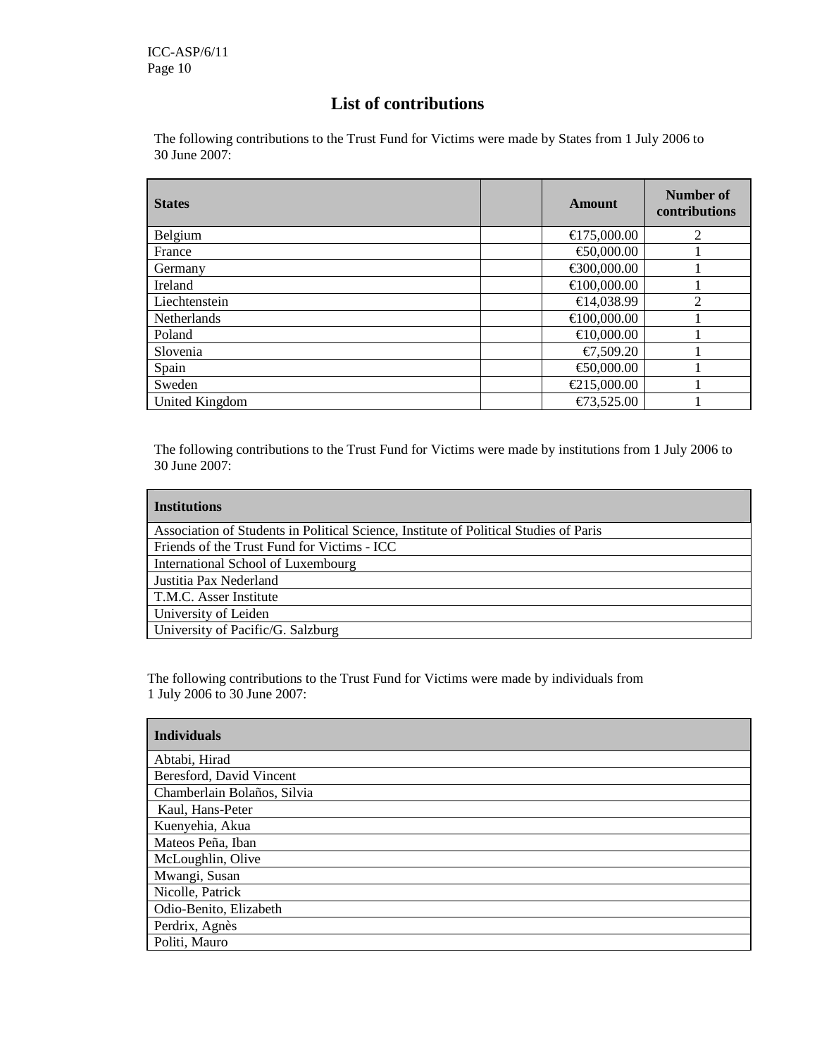## List of contributions

The following contributions to the Trust Fund for Victims were made by States from 1 July 2006 to 30 June 2007:

| States | | Amount | Number of contributions |
|---|---|---|---|
| Belgium | | €175,000.00 | 2 |
| France | | €50,000.00 | 1 |
| Germany | | €300,000.00 | 1 |
| Ireland | | €100,000.00 | 1 |
| Liechtenstein | | €14,038.99 | 2 |
| Netherlands | | €100,000.00 | 1 |
| Poland | | €10,000.00 | 1 |
| Slovenia | | €7,509.20 | 1 |
| Spain | | €50,000.00 | 1 |
| Sweden | | €215,000.00 | 1 |
| United Kingdom | | €73,525.00 | 1 |

The following contributions to the Trust Fund for Victims were made by institutions from 1 July 2006 to 30 June 2007:

| Institutions |
|---|
| Association of Students in Political Science, Institute of Political Studies of Paris |
| Friends of the Trust Fund for Victims - ICC |
| International School of Luxembourg |
| Justitia Pax Nederland |
| T.M.C. Asser Institute |
| University of Leiden |
| University of Pacific/G. Salzburg |

The following contributions to the Trust Fund for Victims were made by individuals from 1 July 2006 to 30 June 2007:

| Individuals |
|---|
| Abtabi, Hirad |
| Beresford, David Vincent |
| Chamberlain Bolaños, Silvia |
| Kaul, Hans-Peter |
| Kuenyehia, Akua |
| Mateos Peña, Iban |
| McLoughlin, Olive |
| Mwangi, Susan |
| Nicolle, Patrick |
| Odio-Benito, Elizabeth |
| Perdrix, Agnès |
| Politi, Mauro |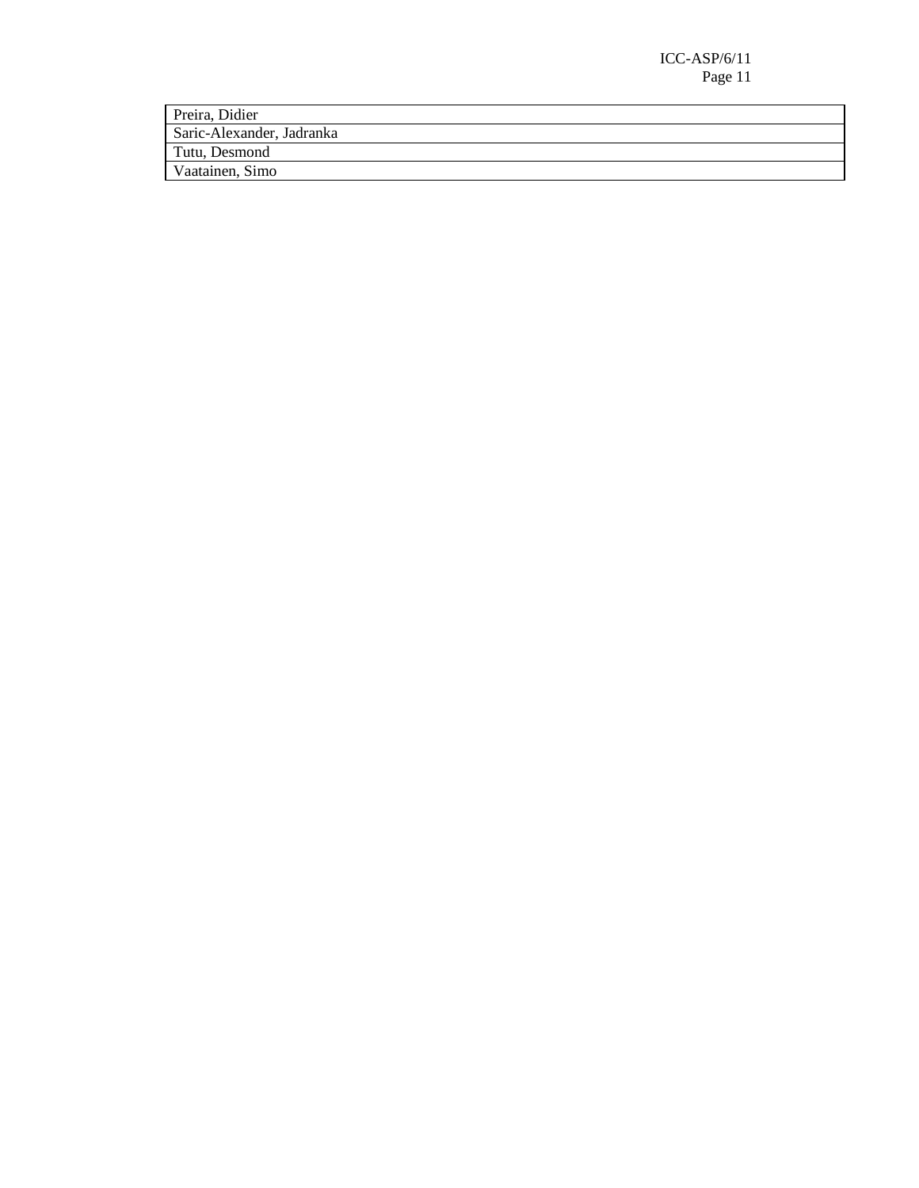| |
|---|
| Preira, Didier |
| Saric-Alexander, Jadranka |
| Tutu, Desmond |
| Vaatainen, Simo |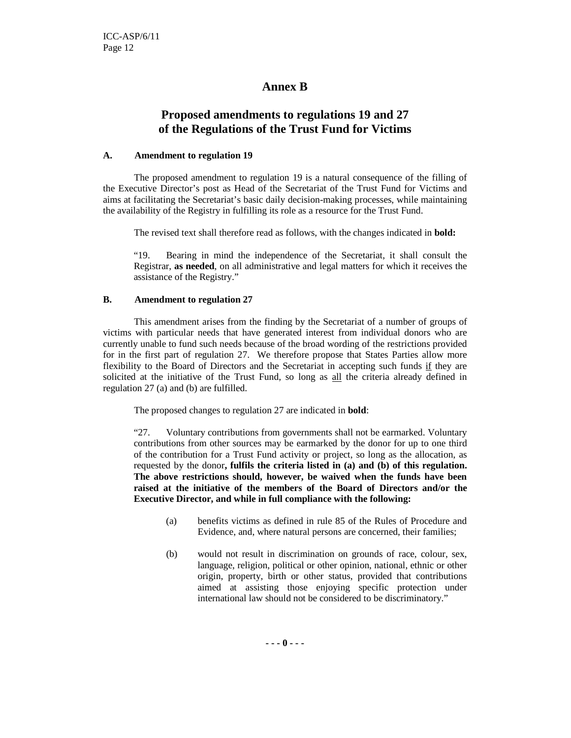# Annex B

## Proposed amendments to regulations 19 and 27 of the Regulations of the Trust Fund for Victims

### A. Amendment to regulation 19

The proposed amendment to regulation 19 is a natural consequence of the filling of the Executive Director's post as Head of the Secretariat of the Trust Fund for Victims and aims at facilitating the Secretariat's basic daily decision-making processes, while maintaining the availability of the Registry in fulfilling its role as a resource for the Trust Fund.

The revised text shall therefore read as follows, with the changes indicated in **bold:**

> "19. Bearing in mind the independence of the Secretariat, it shall consult the Registrar, **as needed**, on all administrative and legal matters for which it receives the assistance of the Registry."

### B. Amendment to regulation 27

This amendment arises from the finding by the Secretariat of a number of groups of victims with particular needs that have generated interest from individual donors who are currently unable to fund such needs because of the broad wording of the restrictions provided for in the first part of regulation 27. We therefore propose that States Parties allow more flexibility to the Board of Directors and the Secretariat in accepting such funds <u>if</u> they are solicited at the initiative of the Trust Fund, so long as <u>all</u> the criteria already defined in regulation 27 (a) and (b) are fulfilled.

The proposed changes to regulation 27 are indicated in **bold**:

> "27. Voluntary contributions from governments shall not be earmarked. Voluntary contributions from other sources may be earmarked by the donor for up to one third of the contribution for a Trust Fund activity or project, so long as the allocation, as requested by the donor**, fulfils the criteria listed in (a) and (b) of this regulation. The above restrictions should, however, be waived when the funds have been raised at the initiative of the members of the Board of Directors and/or the Executive Director, and while in full compliance with the following:**
>
> (a) benefits victims as defined in rule 85 of the Rules of Procedure and Evidence, and, where natural persons are concerned, their families;
>
> (b) would not result in discrimination on grounds of race, colour, sex, language, religion, political or other opinion, national, ethnic or other origin, property, birth or other status, provided that contributions aimed at assisting those enjoying specific protection under international law should not be considered to be discriminatory."

**- - - 0 - - -**